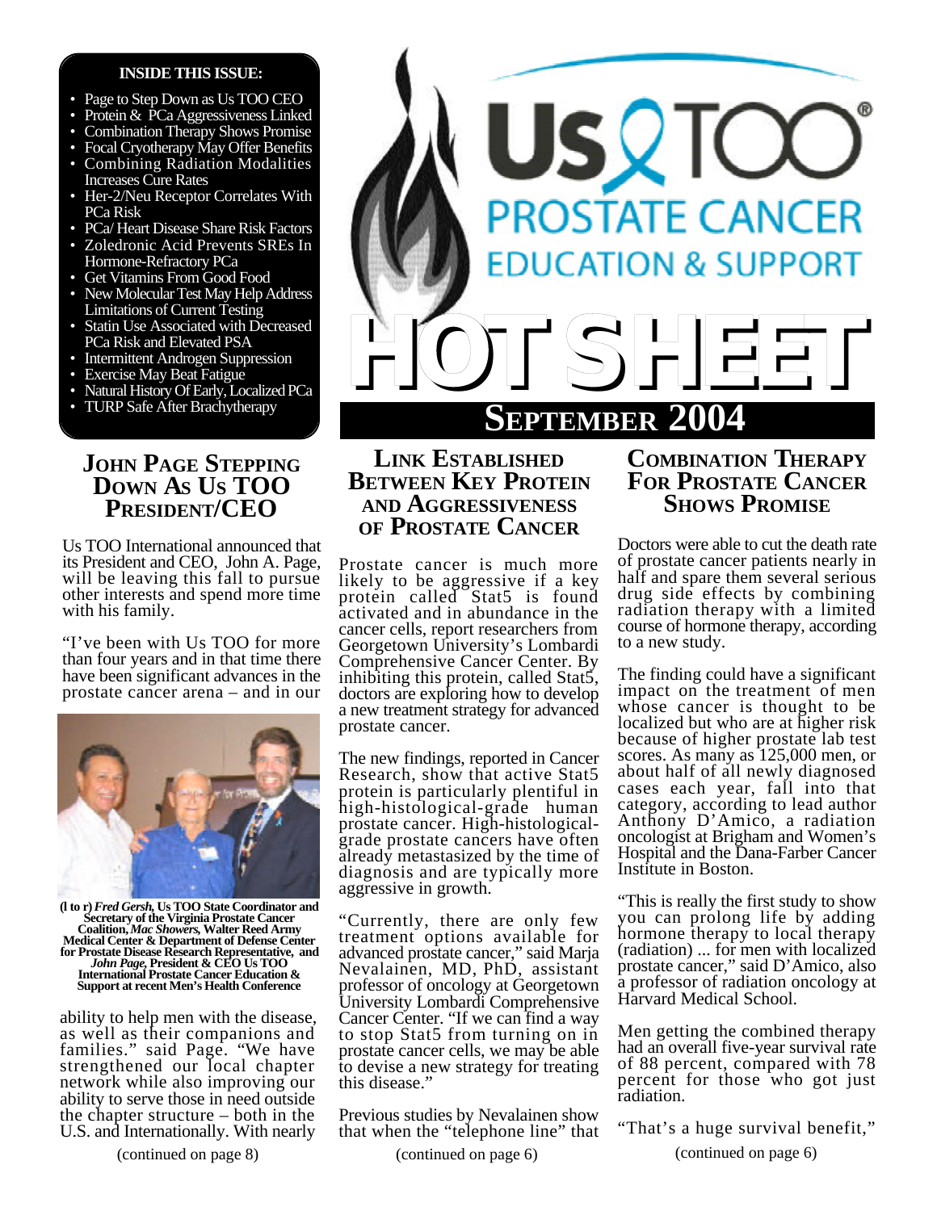# Us TOO PROSTATE CANCER EDUCATION & SUPPORT

# HOT SHEET

## SEPTEMBER 2004

**INSIDE THIS ISSUE:**

- Page to Step Down as Us TOO CEO
- Protein & PCa Aggressiveness Linked
- Combination Therapy Shows Promise
- Focal Cryotherapy May Offer Benefits
- Combining Radiation Modalities Increases Cure Rates
- Her-2/Neu Receptor Correlates With PCa Risk
- PCa/ Heart Disease Share Risk Factors
- Zoledronic Acid Prevents SREs In Hormone-Refractory PCa
- Get Vitamins From Good Food
- New Molecular Test May Help Address Limitations of Current Testing
- Statin Use Associated with Decreased PCa Risk and Elevated PSA
- Intermittent Androgen Suppression
- Exercise May Beat Fatigue
- Natural History Of Early, Localized PCa
- TURP Safe After Brachytherapy

## JOHN PAGE STEPPING DOWN AS US TOO PRESIDENT/CEO

Us TOO International announced that its President and CEO, John A. Page, will be leaving this fall to pursue other interests and spend more time with his family.

"I've been with Us TOO for more than four years and in that time there have been significant advances in the prostate cancer arena – and in our ability to help men with the disease, as well as their companions and families." said Page. "We have strengthened our local chapter network while also improving our ability to serve those in need outside the chapter structure – both in the U.S. and Internationally. With nearly

(continued on page 8)

**(l to r)** ***Fred Gersh,*** **Us TOO State Coordinator and Secretary of the Virginia Prostate Cancer Coalition,** ***Mac Showers,*** **Walter Reed Army Medical Center & Department of Defense Center for Prostate Disease Research Representative, and** ***John Page,*** **President & CEO Us TOO International Prostate Cancer Education & Support at recent Men's Health Conference**

## LINK ESTABLISHED BETWEEN KEY PROTEIN AND AGGRESSIVENESS OF PROSTATE CANCER

Prostate cancer is much more likely to be aggressive if a key protein called Stat5 is found activated and in abundance in the cancer cells, report researchers from Georgetown University's Lombardi Comprehensive Cancer Center. By inhibiting this protein, called Stat5, doctors are exploring how to develop a new treatment strategy for advanced prostate cancer.

The new findings, reported in Cancer Research, show that active Stat5 protein is particularly plentiful in high-histological-grade human prostate cancer. High-histological-grade prostate cancers have often already metastasized by the time of diagnosis and are typically more aggressive in growth.

"Currently, there are only few treatment options available for advanced prostate cancer," said Marja Nevalainen, MD, PhD, assistant professor of oncology at Georgetown University Lombardi Comprehensive Cancer Center. "If we can find a way to stop Stat5 from turning on in prostate cancer cells, we may be able to devise a new strategy for treating this disease."

Previous studies by Nevalainen show that when the "telephone line" that

(continued on page 6)

## COMBINATION THERAPY FOR PROSTATE CANCER SHOWS PROMISE

Doctors were able to cut the death rate of prostate cancer patients nearly in half and spare them several serious drug side effects by combining radiation therapy with a limited course of hormone therapy, according to a new study.

The finding could have a significant impact on the treatment of men whose cancer is thought to be localized but who are at higher risk because of higher prostate lab test scores. As many as 125,000 men, or about half of all newly diagnosed cases each year, fall into that category, according to lead author Anthony D'Amico, a radiation oncologist at Brigham and Women's Hospital and the Dana-Farber Cancer Institute in Boston.

"This is really the first study to show you can prolong life by adding hormone therapy to local therapy (radiation) ... for men with localized prostate cancer," said D'Amico, also a professor of radiation oncology at Harvard Medical School.

Men getting the combined therapy had an overall five-year survival rate of 88 percent, compared with 78 percent for those who got just radiation.

"That's a huge survival benefit,"

(continued on page 6)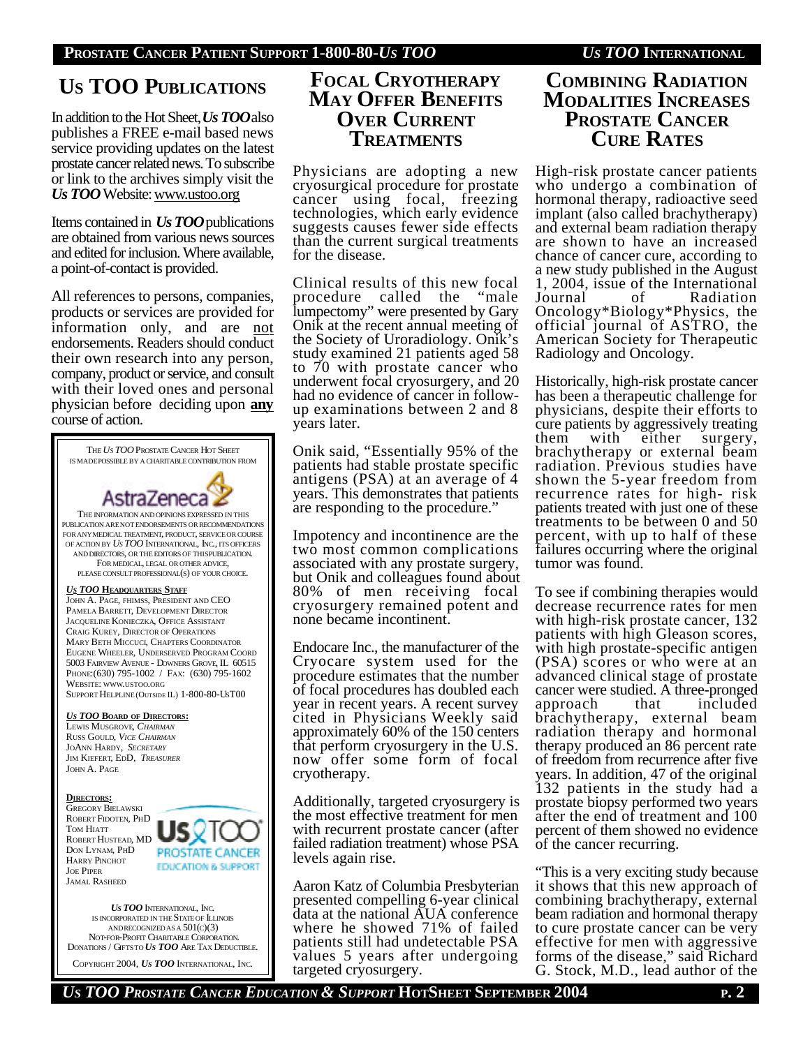## US TOO PUBLICATIONS

In addition to the Hot Sheet, *Us TOO* also publishes a FREE e-mail based news service providing updates on the latest prostate cancer related news. To subscribe or link to the archives simply visit the *Us TOO* Website: www.ustoo.org

Items contained in *Us TOO* publications are obtained from various news sources and edited for inclusion. Where available, a point-of-contact is provided.

All references to persons, companies, products or services are provided for information only, and are not endorsements. Readers should conduct their own research into any person, company, product or service, and consult with their loved ones and personal physician before deciding upon **any** course of action.

THE *US TOO* PROSTATE CANCER HOT SHEET IS MADE POSSIBLE BY A CHARITABLE CONTRIBUTION FROM

AstraZeneca

THE INFORMATION AND OPINIONS EXPRESSED IN THIS PUBLICATION ARE NOT ENDORSEMENTS OR RECOMMENDATIONS FOR ANY MEDICAL TREATMENT, PRODUCT, SERVICE OR COURSE OF ACTION BY *US TOO* INTERNATIONAL, INC., ITS OFFICERS AND DIRECTORS, OR THE EDITORS OF THIS PUBLICATION. FOR MEDICAL, LEGAL OR OTHER ADVICE, PLEASE CONSULT PROFESSIONAL(S) OF YOUR CHOICE.

***US TOO* HEADQUARTERS STAFF**

JOHN A. PAGE, FHIMSS, PRESIDENT AND CEO
PAMELA BARRETT, DEVELOPMENT DIRECTOR
JACQUELINE KONIECZKA, OFFICE ASSISTANT
CRAIG KUREY, DIRECTOR OF OPERATIONS
MARY BETH MICCUCI, CHAPTERS COORDINATOR
EUGENE WHEELER, UNDERSERVED PROGRAM COORD
5003 FAIRVIEW AVENUE - DOWNERS GROVE, IL 60515
PHONE:(630) 795-1002 / FAX: (630) 795-1602
WEBSITE: WWW.USTOO.ORG
SUPPORT HELPLINE (OUTSIDE IL) 1-800-80-USTOO

***US TOO* BOARD OF DIRECTORS:**

LEWIS MUSGROVE, *CHAIRMAN*
RUSS GOULD, *VICE CHAIRMAN*
JOANN HARDY, *SECRETARY*
JIM KIEFERT, EDD, *TREASURER*
JOHN A. PAGE

**DIRECTORS:**

GREGORY BIELAWSKI
ROBERT FIDOTEN, PHD
TOM HIATT
ROBERT HUSTEAD, MD
DON LYNAM, PHD
HARRY PINCHOT
JOE PIPER
JAMAL RASHEED

Us TOO PROSTATE CANCER EDUCATION & SUPPORT

*US TOO* INTERNATIONAL, INC. IS INCORPORATED IN THE STATE OF ILLINOIS AND RECOGNIZED AS A 501(C)(3) NOT-FOR-PROFIT CHARITABLE CORPORATION. DONATIONS / GIFTS TO *US TOO* ARE TAX DEDUCTIBLE.

COPYRIGHT 2004, *US TOO* INTERNATIONAL, INC.

## FOCAL CRYOTHERAPY MAY OFFER BENEFITS OVER CURRENT TREATMENTS

Physicians are adopting a new cryosurgical procedure for prostate cancer using focal, freezing technologies, which early evidence suggests causes fewer side effects than the current surgical treatments for the disease.

Clinical results of this new focal procedure called the "male lumpectomy" were presented by Gary Onik at the recent annual meeting of the Society of Uroradiology. Onik's study examined 21 patients aged 58 to 70 with prostate cancer who underwent focal cryosurgery, and 20 had no evidence of cancer in follow-up examinations between 2 and 8 years later.

Onik said, "Essentially 95% of the patients had stable prostate specific antigens (PSA) at an average of 4 years. This demonstrates that patients are responding to the procedure."

Impotency and incontinence are the two most common complications associated with any prostate surgery, but Onik and colleagues found about 80% of men receiving focal cryosurgery remained potent and none became incontinent.

Endocare Inc., the manufacturer of the Cryocare system used for the procedure estimates that the number of focal procedures has doubled each year in recent years. A recent survey cited in Physicians Weekly said approximately 60% of the 150 centers that perform cryosurgery in the U.S. now offer some form of focal cryotherapy.

Additionally, targeted cryosurgery is the most effective treatment for men with recurrent prostate cancer (after failed radiation treatment) whose PSA levels again rise.

Aaron Katz of Columbia Presbyterian presented compelling 6-year clinical data at the national AUA conference where he showed 71% of failed patients still had undetectable PSA values 5 years after undergoing targeted cryosurgery.

## COMBINING RADIATION MODALITIES INCREASES PROSTATE CANCER CURE RATES

High-risk prostate cancer patients who undergo a combination of hormonal therapy, radioactive seed implant (also called brachytherapy) and external beam radiation therapy are shown to have an increased chance of cancer cure, according to a new study published in the August 1, 2004, issue of the International Journal of Radiation Oncology*Biology*Physics, the official journal of ASTRO, the American Society for Therapeutic Radiology and Oncology.

Historically, high-risk prostate cancer has been a therapeutic challenge for physicians, despite their efforts to cure patients by aggressively treating them with either surgery, brachytherapy or external beam radiation. Previous studies have shown the 5-year freedom from recurrence rates for high- risk patients treated with just one of these treatments to be between 0 and 50 percent, with up to half of these failures occurring where the original tumor was found.

To see if combining therapies would decrease recurrence rates for men with high-risk prostate cancer, 132 patients with high Gleason scores, with high prostate-specific antigen (PSA) scores or who were at an advanced clinical stage of prostate cancer were studied. A three-pronged approach that included brachytherapy, external beam radiation therapy and hormonal therapy produced an 86 percent rate of freedom from recurrence after five years. In addition, 47 of the original 132 patients in the study had a prostate biopsy performed two years after the end of treatment and 100 percent of them showed no evidence of the cancer recurring.

"This is a very exciting study because it shows that this new approach of combining brachytherapy, external beam radiation and hormonal therapy to cure prostate cancer can be very effective for men with aggressive forms of the disease," said Richard G. Stock, M.D., lead author of the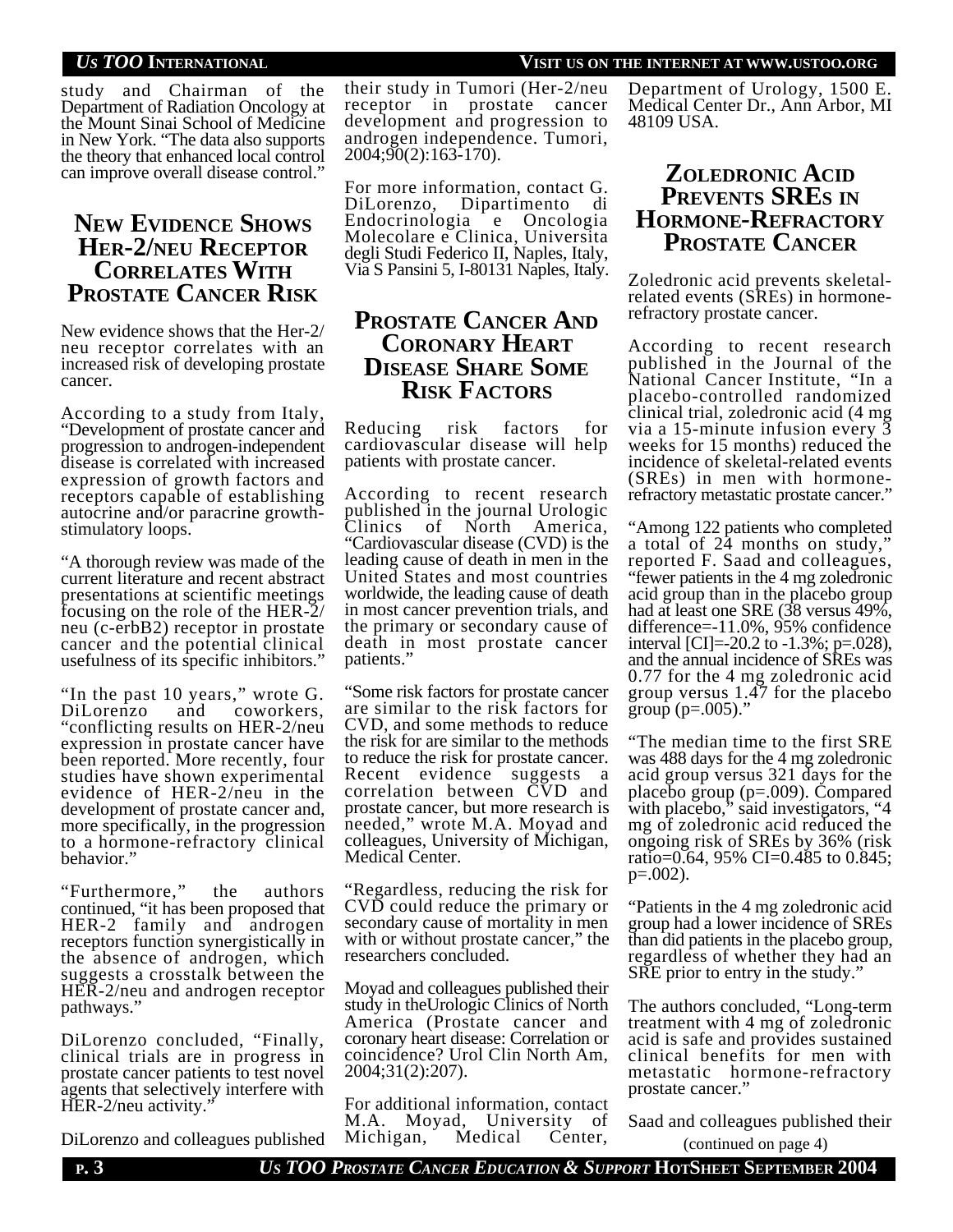study and Chairman of the Department of Radiation Oncology at the Mount Sinai School of Medicine in New York. "The data also supports the theory that enhanced local control can improve overall disease control."

## New Evidence Shows Her-2/neu Receptor Correlates With Prostate Cancer Risk

New evidence shows that the Her-2/neu receptor correlates with an increased risk of developing prostate cancer.

According to a study from Italy, "Development of prostate cancer and progression to androgen-independent disease is correlated with increased expression of growth factors and receptors capable of establishing autocrine and/or paracrine growth-stimulatory loops.

"A thorough review was made of the current literature and recent abstract presentations at scientific meetings focusing on the role of the HER-2/neu (c-erbB2) receptor in prostate cancer and the potential clinical usefulness of its specific inhibitors."

"In the past 10 years," wrote G. DiLorenzo and coworkers, "conflicting results on HER-2/neu expression in prostate cancer have been reported. More recently, four studies have shown experimental evidence of HER-2/neu in the development of prostate cancer and, more specifically, in the progression to a hormone-refractory clinical behavior."

"Furthermore," the authors continued, "it has been proposed that HER-2 family and androgen receptors function synergistically in the absence of androgen, which suggests a crosstalk between the HER-2/neu and androgen receptor pathways."

DiLorenzo concluded, "Finally, clinical trials are in progress in prostate cancer patients to test novel agents that selectively interfere with HER-2/neu activity."

DiLorenzo and colleagues published their study in Tumori (Her-2/neu receptor in prostate cancer development and progression to androgen independence. Tumori, 2004;90(2):163-170).

For more information, contact G. DiLorenzo, Dipartimento di Endocrinologia e Oncologia Molecolare e Clinica, Universita degli Studi Federico II, Naples, Italy, Via S Pansini 5, I-80131 Naples, Italy.

## Prostate Cancer And Coronary Heart Disease Share Some Risk Factors

Reducing risk factors for cardiovascular disease will help patients with prostate cancer.

According to recent research published in the journal Urologic Clinics of North America, "Cardiovascular disease (CVD) is the leading cause of death in men in the United States and most countries worldwide, the leading cause of death in most cancer prevention trials, and the primary or secondary cause of death in most prostate cancer patients."

"Some risk factors for prostate cancer are similar to the risk factors for CVD, and some methods to reduce the risk for are similar to the methods to reduce the risk for prostate cancer. Recent evidence suggests a correlation between CVD and prostate cancer, but more research is needed," wrote M.A. Moyad and colleagues, University of Michigan, Medical Center.

"Regardless, reducing the risk for CVD could reduce the primary or secondary cause of mortality in men with or without prostate cancer," the researchers concluded.

Moyad and colleagues published their study in theUrologic Clinics of North America (Prostate cancer and coronary heart disease: Correlation or coincidence? Urol Clin North Am, 2004;31(2):207).

For additional information, contact M.A. Moyad, University of Michigan, Medical Center, Department of Urology, 1500 E. Medical Center Dr., Ann Arbor, MI 48109 USA.

## Zoledronic Acid Prevents SREs in Hormone-Refractory Prostate Cancer

Zoledronic acid prevents skeletal-related events (SREs) in hormone-refractory prostate cancer.

According to recent research published in the Journal of the National Cancer Institute, "In a placebo-controlled randomized clinical trial, zoledronic acid (4 mg via a 15-minute infusion every 3 weeks for 15 months) reduced the incidence of skeletal-related events (SREs) in men with hormone-refractory metastatic prostate cancer."

"Among 122 patients who completed a total of 24 months on study," reported F. Saad and colleagues, "fewer patients in the 4 mg zoledronic acid group than in the placebo group had at least one SRE (38 versus 49%, difference=-11.0%, 95% confidence interval [CI]=-20.2 to -1.3%; p=.028), and the annual incidence of SREs was 0.77 for the 4 mg zoledronic acid group versus 1.47 for the placebo group (p=.005)."

"The median time to the first SRE was 488 days for the 4 mg zoledronic acid group versus 321 days for the placebo group (p=.009). Compared with placebo," said investigators, "4 mg of zoledronic acid reduced the ongoing risk of SREs by 36% (risk ratio=0.64, 95% CI=0.485 to 0.845; p=.002).

"Patients in the 4 mg zoledronic acid group had a lower incidence of SREs than did patients in the placebo group, regardless of whether they had an SRE prior to entry in the study."

The authors concluded, "Long-term treatment with 4 mg of zoledronic acid is safe and provides sustained clinical benefits for men with metastatic hormone-refractory prostate cancer."

Saad and colleagues published their

(continued on page 4)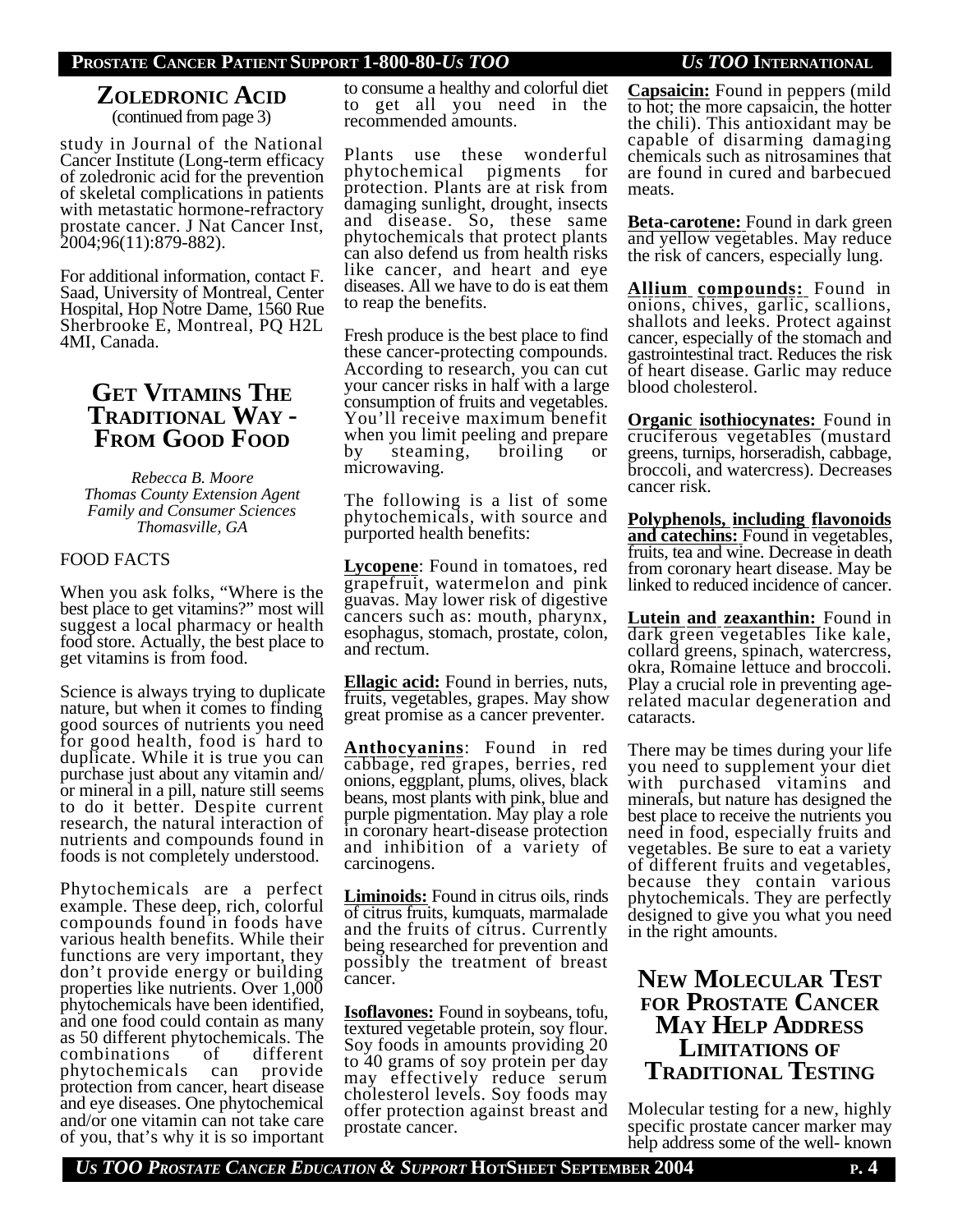## Zoledronic Acid

(continued from page 3)

study in Journal of the National Cancer Institute (Long-term efficacy of zoledronic acid for the prevention of skeletal complications in patients with metastatic hormone-refractory prostate cancer. J Nat Cancer Inst, 2004;96(11):879-882).

For additional information, contact F. Saad, University of Montreal, Center Hospital, Hop Notre Dame, 1560 Rue Sherbrooke E, Montreal, PQ H2L 4MI, Canada.

## Get Vitamins The Traditional Way - From Good Food

*Rebecca B. Moore*
*Thomas County Extension Agent*
*Family and Consumer Sciences*
*Thomasville, GA*

FOOD FACTS

When you ask folks, "Where is the best place to get vitamins?" most will suggest a local pharmacy or health food store. Actually, the best place to get vitamins is from food.

Science is always trying to duplicate nature, but when it comes to finding good sources of nutrients you need for good health, food is hard to duplicate. While it is true you can purchase just about any vitamin and/or mineral in a pill, nature still seems to do it better. Despite current research, the natural interaction of nutrients and compounds found in foods is not completely understood.

Phytochemicals are a perfect example. These deep, rich, colorful compounds found in foods have various health benefits. While their functions are very important, they don't provide energy or building properties like nutrients. Over 1,000 phytochemicals have been identified, and one food could contain as many as 50 different phytochemicals. The combinations of different phytochemicals can provide protection from cancer, heart disease and eye diseases. One phytochemical and/or one vitamin can not take care of you, that's why it is so important to consume a healthy and colorful diet to get all you need in the recommended amounts.

Plants use these wonderful phytochemical pigments for protection. Plants are at risk from damaging sunlight, drought, insects and disease. So, these same phytochemicals that protect plants can also defend us from health risks like cancer, and heart and eye diseases. All we have to do is eat them to reap the benefits.

Fresh produce is the best place to find these cancer-protecting compounds. According to research, you can cut your cancer risks in half with a large consumption of fruits and vegetables. You'll receive maximum benefit when you limit peeling and prepare by steaming, broiling or microwaving.

The following is a list of some phytochemicals, with source and purported health benefits:

**Lycopene**: Found in tomatoes, red grapefruit, watermelon and pink guavas. May lower risk of digestive cancers such as: mouth, pharynx, esophagus, stomach, prostate, colon, and rectum.

**Ellagic acid:** Found in berries, nuts, fruits, vegetables, grapes. May show great promise as a cancer preventer.

**Anthocyanins**: Found in red cabbage, red grapes, berries, red onions, eggplant, plums, olives, black beans, most plants with pink, blue and purple pigmentation. May play a role in coronary heart-disease protection and inhibition of a variety of carcinogens.

**Liminoids:** Found in citrus oils, rinds of citrus fruits, kumquats, marmalade and the fruits of citrus. Currently being researched for prevention and possibly the treatment of breast cancer.

**Isoflavones:** Found in soybeans, tofu, textured vegetable protein, soy flour. Soy foods in amounts providing 20 to 40 grams of soy protein per day may effectively reduce serum cholesterol levels. Soy foods may offer protection against breast and prostate cancer.

**Capsaicin:** Found in peppers (mild to hot; the more capsaicin, the hotter the chili). This antioxidant may be capable of disarming damaging chemicals such as nitrosamines that are found in cured and barbecued meats.

**Beta-carotene:** Found in dark green and yellow vegetables. May reduce the risk of cancers, especially lung.

**Allium compounds:** Found in onions, chives, garlic, scallions, shallots and leeks. Protect against cancer, especially of the stomach and gastrointestinal tract. Reduces the risk of heart disease. Garlic may reduce blood cholesterol.

**Organic isothiocynates:** Found in cruciferous vegetables (mustard greens, turnips, horseradish, cabbage, broccoli, and watercress). Decreases cancer risk.

**Polyphenols, including flavonoids and catechins:** Found in vegetables, fruits, tea and wine. Decrease in death from coronary heart disease. May be linked to reduced incidence of cancer.

**Lutein and zeaxanthin:** Found in dark green vegetables like kale, collard greens, spinach, watercress, okra, Romaine lettuce and broccoli. Play a crucial role in preventing age-related macular degeneration and cataracts.

There may be times during your life you need to supplement your diet with purchased vitamins and minerals, but nature has designed the best place to receive the nutrients you need in food, especially fruits and vegetables. Be sure to eat a variety of different fruits and vegetables, because they contain various phytochemicals. They are perfectly designed to give you what you need in the right amounts.

## New Molecular Test for Prostate Cancer May Help Address Limitations of Traditional Testing

Molecular testing for a new, highly specific prostate cancer marker may help address some of the well- known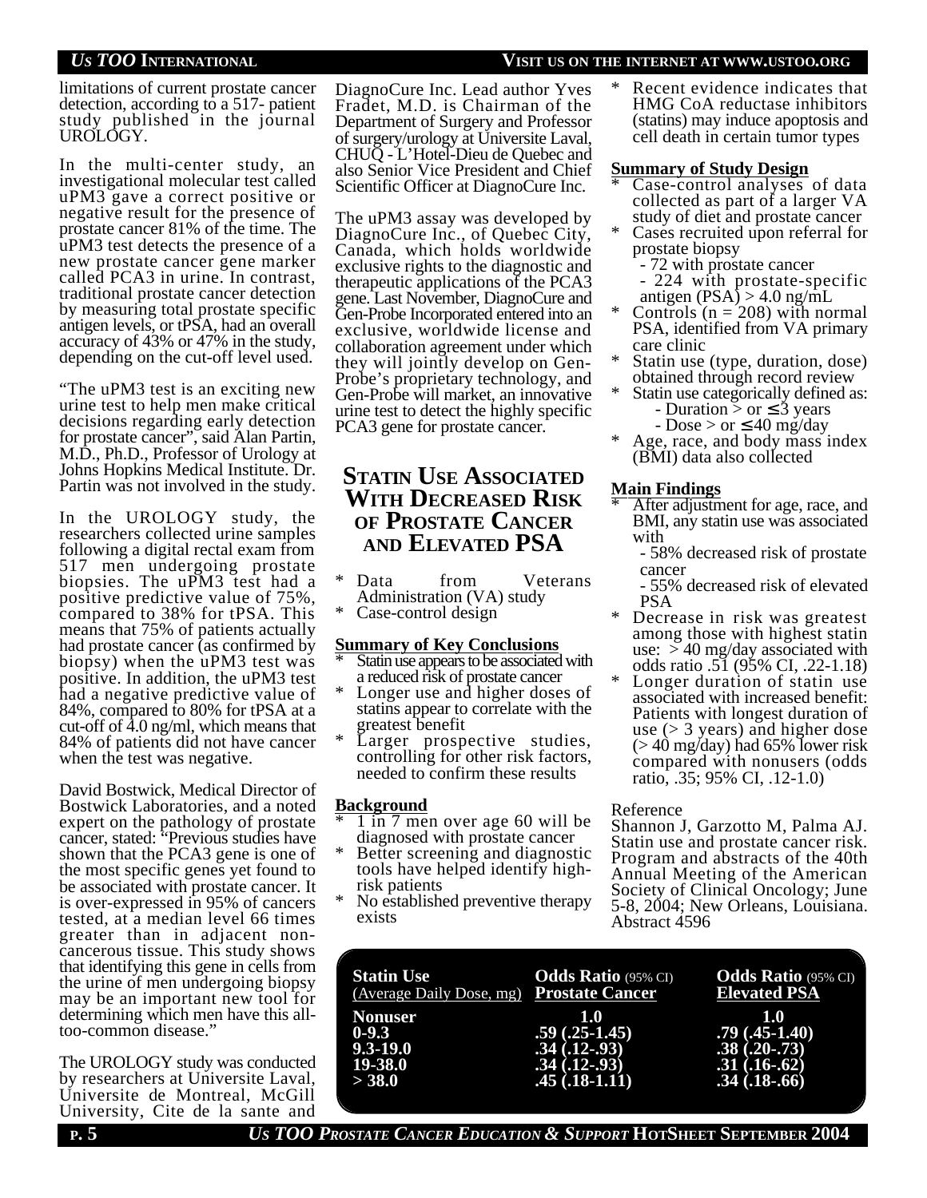limitations of current prostate cancer detection, according to a 517- patient study published in the journal UROLOGY.

In the multi-center study, an investigational molecular test called uPM3 gave a correct positive or negative result for the presence of prostate cancer 81% of the time. The uPM3 test detects the presence of a new prostate cancer gene marker called PCA3 in urine. In contrast, traditional prostate cancer detection by measuring total prostate specific antigen levels, or tPSA, had an overall accuracy of 43% or 47% in the study, depending on the cut-off level used.

"The uPM3 test is an exciting new urine test to help men make critical decisions regarding early detection for prostate cancer", said Alan Partin, M.D., Ph.D., Professor of Urology at Johns Hopkins Medical Institute. Dr. Partin was not involved in the study.

In the UROLOGY study, the researchers collected urine samples following a digital rectal exam from 517 men undergoing prostate biopsies. The uPM3 test had a positive predictive value of 75%, compared to 38% for tPSA. This means that 75% of patients actually had prostate cancer (as confirmed by biopsy) when the uPM3 test was positive. In addition, the uPM3 test had a negative predictive value of 84%, compared to 80% for tPSA at a cut-off of 4.0 ng/ml, which means that 84% of patients did not have cancer when the test was negative.

David Bostwick, Medical Director of Bostwick Laboratories, and a noted expert on the pathology of prostate cancer, stated: "Previous studies have shown that the PCA3 gene is one of the most specific genes yet found to be associated with prostate cancer. It is over-expressed in 95% of cancers tested, at a median level 66 times greater than in adjacent non-cancerous tissue. This study shows that identifying this gene in cells from the urine of men undergoing biopsy may be an important new tool for determining which men have this all-too-common disease."

The UROLOGY study was conducted by researchers at Universite Laval, Universite de Montreal, McGill University, Cite de la sante and DiagnoCure Inc. Lead author Yves Fradet, M.D. is Chairman of the Department of Surgery and Professor of surgery/urology at Universite Laval, CHUQ - L'Hotel-Dieu de Quebec and also Senior Vice President and Chief Scientific Officer at DiagnoCure Inc.

The uPM3 assay was developed by DiagnoCure Inc., of Quebec City, Canada, which holds worldwide exclusive rights to the diagnostic and therapeutic applications of the PCA3 gene. Last November, DiagnoCure and Gen-Probe Incorporated entered into an exclusive, worldwide license and collaboration agreement under which they will jointly develop on Gen-Probe's proprietary technology, and Gen-Probe will market, an innovative urine test to detect the highly specific PCA3 gene for prostate cancer.

## Statin Use Associated With Decreased Risk of Prostate Cancer and Elevated PSA

* Data from Veterans Administration (VA) study
* Case-control design

**Summary of Key Conclusions**

* Statin use appears to be associated with a reduced risk of prostate cancer
* Longer use and higher doses of statins appear to correlate with the greatest benefit
* Larger prospective studies, controlling for other risk factors, needed to confirm these results

**Background**

* 1 in 7 men over age 60 will be diagnosed with prostate cancer
* Better screening and diagnostic tools have helped identify high-risk patients
* No established preventive therapy exists
* Recent evidence indicates that HMG CoA reductase inhibitors (statins) may induce apoptosis and cell death in certain tumor types

**Summary of Study Design**

* Case-control analyses of data collected as part of a larger VA study of diet and prostate cancer
* Cases recruited upon referral for prostate biopsy
  - 72 with prostate cancer
  - 224 with prostate-specific antigen (PSA) > 4.0 ng/mL
* Controls (n = 208) with normal PSA, identified from VA primary care clinic
* Statin use (type, duration, dose) obtained through record review
* Statin use categorically defined as:
  - Duration > or ≤ 3 years
  - Dose > or ≤ 40 mg/day
* Age, race, and body mass index (BMI) data also collected

**Main Findings**

* After adjustment for age, race, and BMI, any statin use was associated with
  - 58% decreased risk of prostate cancer
  - 55% decreased risk of elevated PSA
* Decrease in risk was greatest among those with highest statin use: > 40 mg/day associated with odds ratio .51 (95% CI, .22-1.18)
* Longer duration of statin use associated with increased benefit: Patients with longest duration of use (> 3 years) and higher dose (> 40 mg/day) had 65% lower risk compared with nonusers (odds ratio, .35; 95% CI, .12-1.0)

Reference
Shannon J, Garzotto M, Palma AJ. Statin use and prostate cancer risk. Program and abstracts of the 40th Annual Meeting of the American Society of Clinical Oncology; June 5-8, 2004; New Orleans, Louisiana. Abstract 4596

| Statin Use (Average Daily Dose, mg) | Odds Ratio (95% CI) Prostate Cancer | Odds Ratio (95% CI) Elevated PSA |
|---|---|---|
| Nonuser | 1.0 | 1.0 |
| 0-9.3 | .59 (.25-1.45) | .79 (.45-1.40) |
| 9.3-19.0 | .34 (.12-.93) | .38 (.20-.73) |
| 19-38.0 | .34 (.12-.93) | .31 (.16-.62) |
| > 38.0 | .45 (.18-1.11) | .34 (.18-.66) |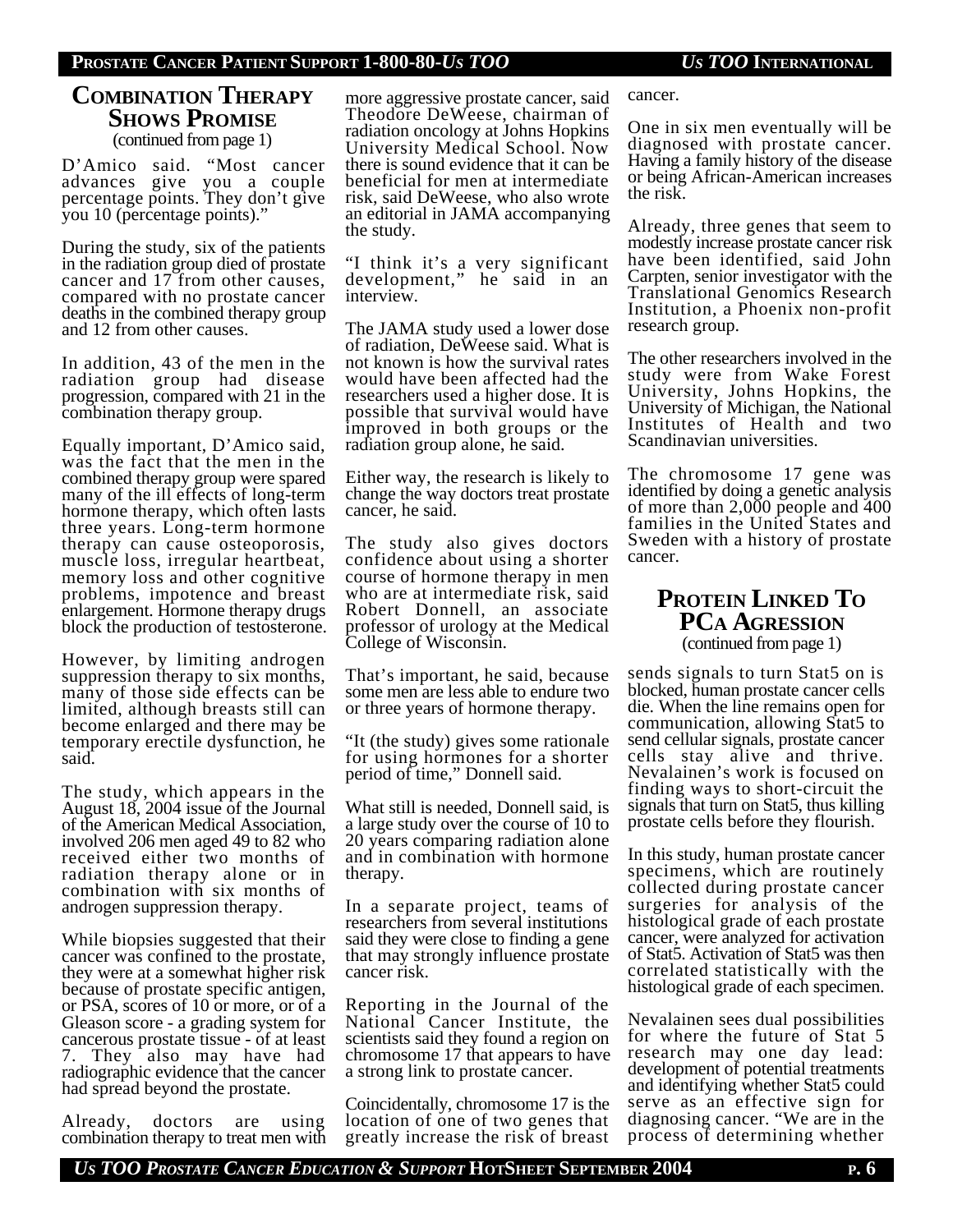## Combination Therapy Shows Promise

(continued from page 1)

D'Amico said. "Most cancer advances give you a couple percentage points. They don't give you 10 (percentage points)."

During the study, six of the patients in the radiation group died of prostate cancer and 17 from other causes, compared with no prostate cancer deaths in the combined therapy group and 12 from other causes.

In addition, 43 of the men in the radiation group had disease progression, compared with 21 in the combination therapy group.

Equally important, D'Amico said, was the fact that the men in the combined therapy group were spared many of the ill effects of long-term hormone therapy, which often lasts three years. Long-term hormone therapy can cause osteoporosis, muscle loss, irregular heartbeat, memory loss and other cognitive problems, impotence and breast enlargement. Hormone therapy drugs block the production of testosterone.

However, by limiting androgen suppression therapy to six months, many of those side effects can be limited, although breasts still can become enlarged and there may be temporary erectile dysfunction, he said.

The study, which appears in the August 18, 2004 issue of the Journal of the American Medical Association, involved 206 men aged 49 to 82 who received either two months of radiation therapy alone or in combination with six months of androgen suppression therapy.

While biopsies suggested that their cancer was confined to the prostate, they were at a somewhat higher risk because of prostate specific antigen, or PSA, scores of 10 or more, or of a Gleason score - a grading system for cancerous prostate tissue - of at least 7. They also may have had radiographic evidence that the cancer had spread beyond the prostate.

Already, doctors are using combination therapy to treat men with more aggressive prostate cancer, said Theodore DeWeese, chairman of radiation oncology at Johns Hopkins University Medical School. Now there is sound evidence that it can be beneficial for men at intermediate risk, said DeWeese, who also wrote an editorial in JAMA accompanying the study.

"I think it's a very significant development," he said in an interview.

The JAMA study used a lower dose of radiation, DeWeese said. What is not known is how the survival rates would have been affected had the researchers used a higher dose. It is possible that survival would have improved in both groups or the radiation group alone, he said.

Either way, the research is likely to change the way doctors treat prostate cancer, he said.

The study also gives doctors confidence about using a shorter course of hormone therapy in men who are at intermediate risk, said Robert Donnell, an associate professor of urology at the Medical College of Wisconsin.

That's important, he said, because some men are less able to endure two or three years of hormone therapy.

"It (the study) gives some rationale for using hormones for a shorter period of time," Donnell said.

What still is needed, Donnell said, is a large study over the course of 10 to 20 years comparing radiation alone and in combination with hormone therapy.

In a separate project, teams of researchers from several institutions said they were close to finding a gene that may strongly influence prostate cancer risk.

Reporting in the Journal of the National Cancer Institute, the scientists said they found a region on chromosome 17 that appears to have a strong link to prostate cancer.

Coincidentally, chromosome 17 is the location of one of two genes that greatly increase the risk of breast cancer.

One in six men eventually will be diagnosed with prostate cancer. Having a family history of the disease or being African-American increases the risk.

Already, three genes that seem to modestly increase prostate cancer risk have been identified, said John Carpten, senior investigator with the Translational Genomics Research Institution, a Phoenix non-profit research group.

The other researchers involved in the study were from Wake Forest University, Johns Hopkins, the University of Michigan, the National Institutes of Health and two Scandinavian universities.

The chromosome 17 gene was identified by doing a genetic analysis of more than 2,000 people and 400 families in the United States and Sweden with a history of prostate cancer.

## Protein Linked To PCa Agression

(continued from page 1)

sends signals to turn Stat5 on is blocked, human prostate cancer cells die. When the line remains open for communication, allowing Stat5 to send cellular signals, prostate cancer cells stay alive and thrive. Nevalainen's work is focused on finding ways to short-circuit the signals that turn on Stat5, thus killing prostate cells before they flourish.

In this study, human prostate cancer specimens, which are routinely collected during prostate cancer surgeries for analysis of the histological grade of each prostate cancer, were analyzed for activation of Stat5. Activation of Stat5 was then correlated statistically with the histological grade of each specimen.

Nevalainen sees dual possibilities for where the future of Stat 5 research may one day lead: development of potential treatments and identifying whether Stat5 could serve as an effective sign for diagnosing cancer. "We are in the process of determining whether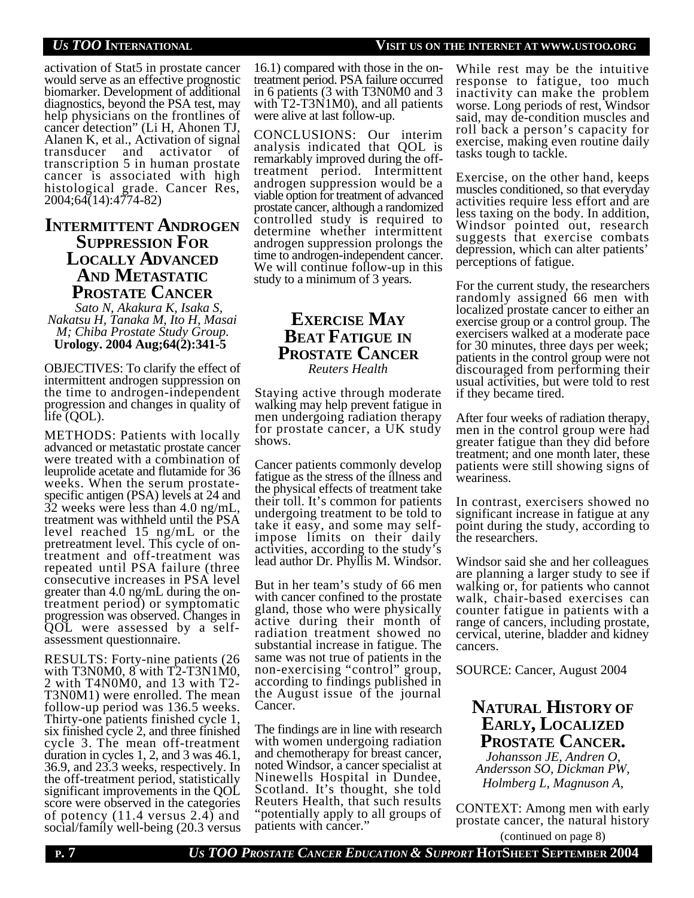activation of Stat5 in prostate cancer would serve as an effective prognostic biomarker. Development of additional diagnostics, beyond the PSA test, may help physicians on the frontlines of cancer detection" (Li H, Ahonen TJ, Alanen K, et al., Activation of signal transducer and activator of transcription 5 in human prostate cancer is associated with high histological grade. Cancer Res, 2004;64(14):4774-82)

## Intermittent Androgen Suppression For Locally Advanced And Metastatic Prostate Cancer

*Sato N, Akakura K, Isaka S, Nakatsu H, Tanaka M, Ito H, Masai M; Chiba Prostate Study Group.*
**Urology. 2004 Aug;64(2):341-5**

OBJECTIVES: To clarify the effect of intermittent androgen suppression on the time to androgen-independent progression and changes in quality of life (QOL).

METHODS: Patients with locally advanced or metastatic prostate cancer were treated with a combination of leuprolide acetate and flutamide for 36 weeks. When the serum prostate-specific antigen (PSA) levels at 24 and 32 weeks were less than 4.0 ng/mL, treatment was withheld until the PSA level reached 15 ng/mL or the pretreatment level. This cycle of on-treatment and off-treatment was repeated until PSA failure (three consecutive increases in PSA level greater than 4.0 ng/mL during the on-treatment period) or symptomatic progression was observed. Changes in QOL were assessed by a self-assessment questionnaire.

RESULTS: Forty-nine patients (26 with T3N0M0, 8 with T2-T3N1M0, 2 with T4N0M0, and 13 with T2-T3N0M1) were enrolled. The mean follow-up period was 136.5 weeks. Thirty-one patients finished cycle 1, six finished cycle 2, and three finished cycle 3. The mean off-treatment duration in cycles 1, 2, and 3 was 46.1, 36.9, and 23.3 weeks, respectively. In the off-treatment period, statistically significant improvements in the QOL score were observed in the categories of potency (11.4 versus 2.4) and social/family well-being (20.3 versus 16.1) compared with those in the on-treatment period. PSA failure occurred in 6 patients (3 with T3N0M0 and 3 with T2-T3N1M0), and all patients were alive at last follow-up.

CONCLUSIONS: Our interim analysis indicated that QOL is remarkably improved during the off-treatment period. Intermittent androgen suppression would be a viable option for treatment of advanced prostate cancer, although a randomized controlled study is required to determine whether intermittent androgen suppression prolongs the time to androgen-independent cancer. We will continue follow-up in this study to a minimum of 3 years.

## Exercise May Beat Fatigue In Prostate Cancer

*Reuters Health*

Staying active through moderate walking may help prevent fatigue in men undergoing radiation therapy for prostate cancer, a UK study shows.

Cancer patients commonly develop fatigue as the stress of the illness and the physical effects of treatment take their toll. It's common for patients undergoing treatment to be told to take it easy, and some may self-impose limits on their daily activities, according to the study's lead author Dr. Phyllis M. Windsor.

But in her team's study of 66 men with cancer confined to the prostate gland, those who were physically active during their month of radiation treatment showed no substantial increase in fatigue. The same was not true of patients in the non-exercising "control" group, according to findings published in the August issue of the journal Cancer.

The findings are in line with research with women undergoing radiation and chemotherapy for breast cancer, noted Windsor, a cancer specialist at Ninewells Hospital in Dundee, Scotland. It's thought, she told Reuters Health, that such results "potentially apply to all groups of patients with cancer."

While rest may be the intuitive response to fatigue, too much inactivity can make the problem worse. Long periods of rest, Windsor said, may de-condition muscles and roll back a person's capacity for exercise, making even routine daily tasks tough to tackle.

Exercise, on the other hand, keeps muscles conditioned, so that everyday activities require less effort and are less taxing on the body. In addition, Windsor pointed out, research suggests that exercise combats depression, which can alter patients' perceptions of fatigue.

For the current study, the researchers randomly assigned 66 men with localized prostate cancer to either an exercise group or a control group. The exercisers walked at a moderate pace for 30 minutes, three days per week; patients in the control group were not discouraged from performing their usual activities, but were told to rest if they became tired.

After four weeks of radiation therapy, men in the control group were had greater fatigue than they did before treatment; and one month later, these patients were still showing signs of weariness.

In contrast, exercisers showed no significant increase in fatigue at any point during the study, according to the researchers.

Windsor said she and her colleagues are planning a larger study to see if walking or, for patients who cannot walk, chair-based exercises can counter fatigue in patients with a range of cancers, including prostate, cervical, uterine, bladder and kidney cancers.

SOURCE: Cancer, August 2004

## Natural History of Early, Localized Prostate Cancer.

*Johansson JE, Andren O, Andersson SO, Dickman PW, Holmberg L, Magnuson A,*

CONTEXT: Among men with early prostate cancer, the natural history

(continued on page 8)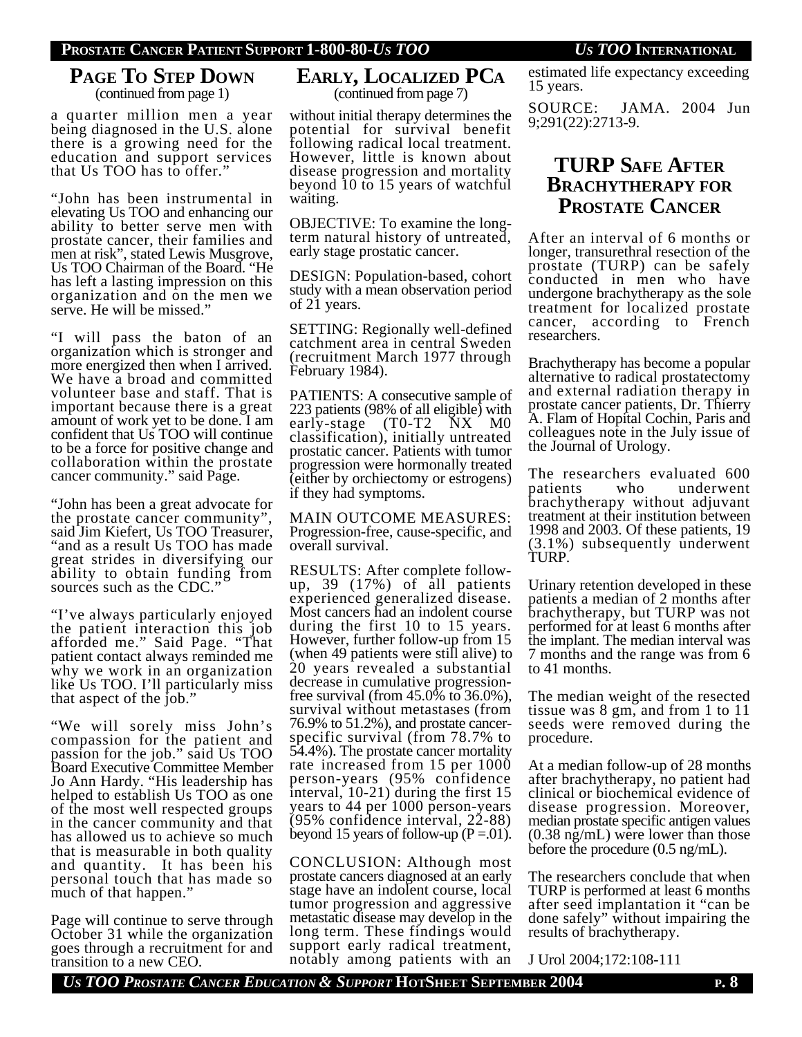## Page To Step Down

(continued from page 1)

a quarter million men a year being diagnosed in the U.S. alone there is a growing need for the education and support services that Us TOO has to offer."

"John has been instrumental in elevating Us TOO and enhancing our ability to better serve men with prostate cancer, their families and men at risk", stated Lewis Musgrove, Us TOO Chairman of the Board. "He has left a lasting impression on this organization and on the men we serve. He will be missed."

"I will pass the baton of an organization which is stronger and more energized then when I arrived. We have a broad and committed volunteer base and staff. That is important because there is a great amount of work yet to be done. I am confident that Us TOO will continue to be a force for positive change and collaboration within the prostate cancer community." said Page.

"John has been a great advocate for the prostate cancer community", said Jim Kiefert, Us TOO Treasurer, "and as a result Us TOO has made great strides in diversifying our ability to obtain funding from sources such as the CDC."

"I've always particularly enjoyed the patient interaction this job afforded me." Said Page. "That patient contact always reminded me why we work in an organization like Us TOO. I'll particularly miss that aspect of the job."

"We will sorely miss John's compassion for the patient and passion for the job." said Us TOO Board Executive Committee Member Jo Ann Hardy. "His leadership has helped to establish Us TOO as one of the most well respected groups in the cancer community and that has allowed us to achieve so much that is measurable in both quality and quantity. It has been his personal touch that has made so much of that happen."

Page will continue to serve through October 31 while the organization goes through a recruitment for and transition to a new CEO.

## Early, Localized PCa

(continued from page 7)

without initial therapy determines the potential for survival benefit following radical local treatment. However, little is known about disease progression and mortality beyond 10 to 15 years of watchful waiting.

OBJECTIVE: To examine the long-term natural history of untreated, early stage prostatic cancer.

DESIGN: Population-based, cohort study with a mean observation period of 21 years.

SETTING: Regionally well-defined catchment area in central Sweden (recruitment March 1977 through February 1984).

PATIENTS: A consecutive sample of 223 patients (98% of all eligible) with early-stage (T0-T2 NX M0 classification), initially untreated prostatic cancer. Patients with tumor progression were hormonally treated (either by orchiectomy or estrogens) if they had symptoms.

MAIN OUTCOME MEASURES: Progression-free, cause-specific, and overall survival.

RESULTS: After complete follow-up, 39 (17%) of all patients experienced generalized disease. Most cancers had an indolent course during the first 10 to 15 years. However, further follow-up from 15 (when 49 patients were still alive) to 20 years revealed a substantial decrease in cumulative progression-free survival (from 45.0% to 36.0%), survival without metastases (from 76.9% to 51.2%), and prostate cancer-specific survival (from 78.7% to 54.4%). The prostate cancer mortality rate increased from 15 per 1000 person-years (95% confidence interval, 10-21) during the first 15 years to 44 per 1000 person-years (95% confidence interval, 22-88) beyond 15 years of follow-up ($P = .01$).

CONCLUSION: Although most prostate cancers diagnosed at an early stage have an indolent course, local tumor progression and aggressive metastatic disease may develop in the long term. These findings would support early radical treatment, notably among patients with an estimated life expectancy exceeding 15 years.

SOURCE: JAMA. 2004 Jun 9;291(22):2713-9.

## TURP Safe After Brachytherapy for Prostate Cancer

After an interval of 6 months or longer, transurethral resection of the prostate (TURP) can be safely conducted in men who have undergone brachytherapy as the sole treatment for localized prostate cancer, according to French researchers.

Brachytherapy has become a popular alternative to radical prostatectomy and external radiation therapy in prostate cancer patients, Dr. Thierry A. Flam of Hopital Cochin, Paris and colleagues note in the July issue of the Journal of Urology.

The researchers evaluated 600 patients who underwent brachytherapy without adjuvant treatment at their institution between 1998 and 2003. Of these patients, 19 (3.1%) subsequently underwent TURP.

Urinary retention developed in these patients a median of 2 months after brachytherapy, but TURP was not performed for at least 6 months after the implant. The median interval was 7 months and the range was from 6 to 41 months.

The median weight of the resected tissue was 8 gm, and from 1 to 11 seeds were removed during the procedure.

At a median follow-up of 28 months after brachytherapy, no patient had clinical or biochemical evidence of disease progression. Moreover, median prostate specific antigen values (0.38 ng/mL) were lower than those before the procedure (0.5 ng/mL).

The researchers conclude that when TURP is performed at least 6 months after seed implantation it "can be done safely" without impairing the results of brachytherapy.

J Urol 2004;172:108-111